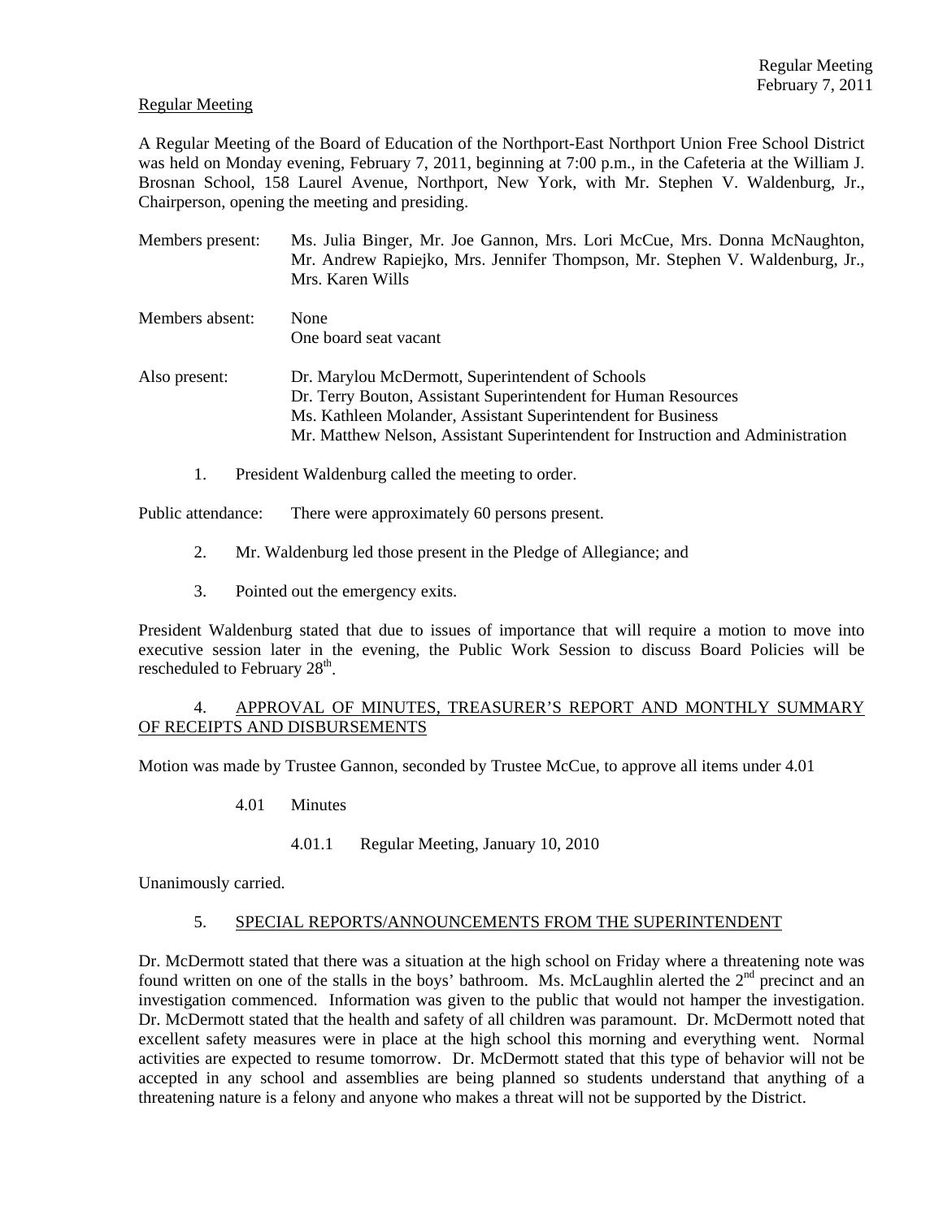Regular Meeting

A Regular Meeting of the Board of Education of the Northport-East Northport Union Free School District was held on Monday evening, February 7, 2011, beginning at 7:00 p.m., in the Cafeteria at the William J. Brosnan School, 158 Laurel Avenue, Northport, New York, with Mr. Stephen V. Waldenburg, Jr., Chairperson, opening the meeting and presiding.

Members present: Ms. Julia Binger, Mr. Joe Gannon, Mrs. Lori McCue, Mrs. Donna McNaughton, Mr. Andrew Rapiejko, Mrs. Jennifer Thompson, Mr. Stephen V. Waldenburg, Jr., Mrs. Karen Wills

Members absent: None
One board seat vacant

Also present: Dr. Marylou McDermott, Superintendent of Schools
Dr. Terry Bouton, Assistant Superintendent for Human Resources
Ms. Kathleen Molander, Assistant Superintendent for Business
Mr. Matthew Nelson, Assistant Superintendent for Instruction and Administration

1. President Waldenburg called the meeting to order.

Public attendance: There were approximately 60 persons present.

2. Mr. Waldenburg led those present in the Pledge of Allegiance; and

3. Pointed out the emergency exits.

President Waldenburg stated that due to issues of importance that will require a motion to move into executive session later in the evening, the Public Work Session to discuss Board Policies will be rescheduled to February 28th.

4. APPROVAL OF MINUTES, TREASURER'S REPORT AND MONTHLY SUMMARY OF RECEIPTS AND DISBURSEMENTS

Motion was made by Trustee Gannon, seconded by Trustee McCue, to approve all items under 4.01

4.01 Minutes

4.01.1 Regular Meeting, January 10, 2010

Unanimously carried.

5. SPECIAL REPORTS/ANNOUNCEMENTS FROM THE SUPERINTENDENT

Dr. McDermott stated that there was a situation at the high school on Friday where a threatening note was found written on one of the stalls in the boys' bathroom. Ms. McLaughlin alerted the 2nd precinct and an investigation commenced. Information was given to the public that would not hamper the investigation. Dr. McDermott stated that the health and safety of all children was paramount. Dr. McDermott noted that excellent safety measures were in place at the high school this morning and everything went. Normal activities are expected to resume tomorrow. Dr. McDermott stated that this type of behavior will not be accepted in any school and assemblies are being planned so students understand that anything of a threatening nature is a felony and anyone who makes a threat will not be supported by the District.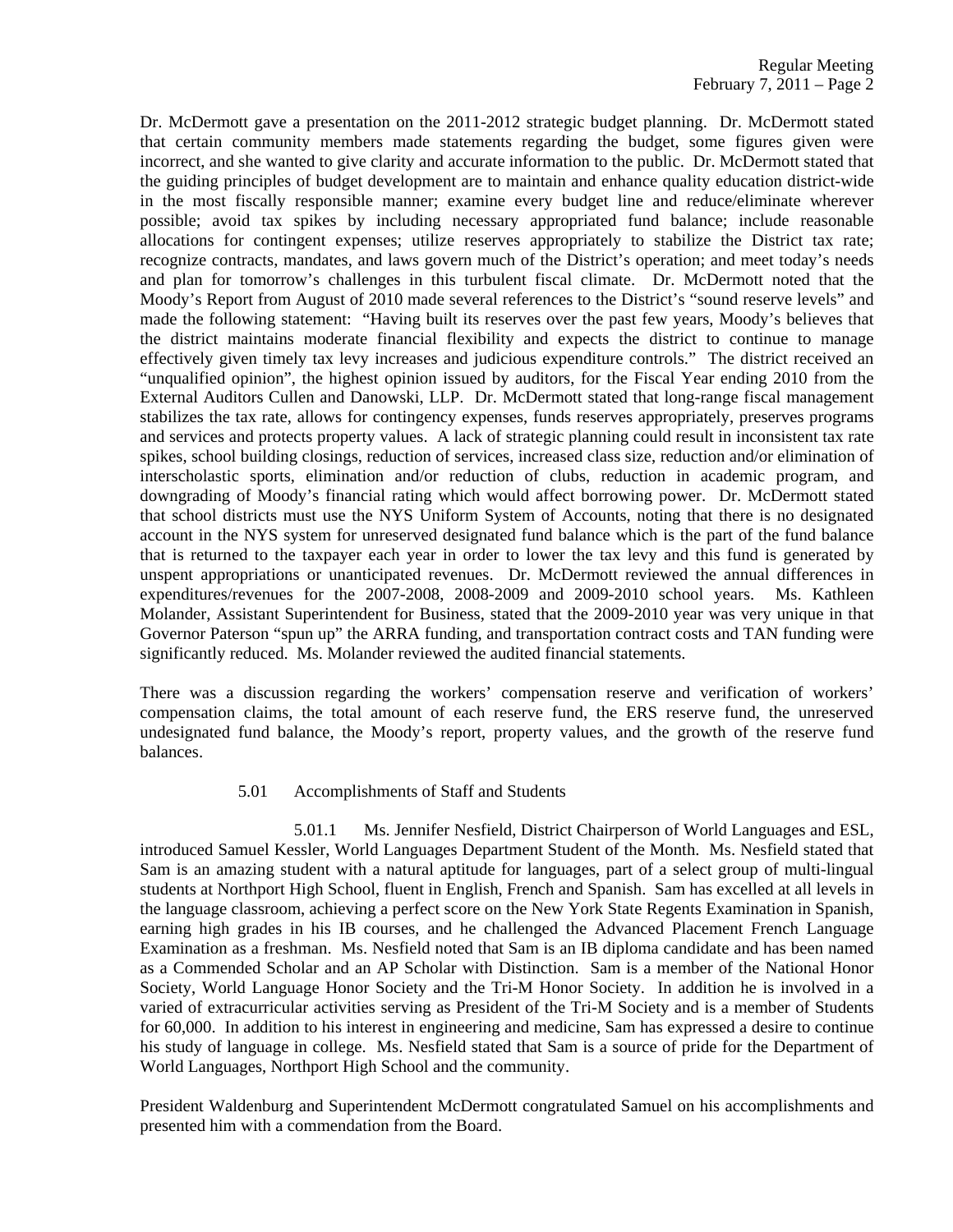Dr. McDermott gave a presentation on the 2011-2012 strategic budget planning. Dr. McDermott stated that certain community members made statements regarding the budget, some figures given were incorrect, and she wanted to give clarity and accurate information to the public. Dr. McDermott stated that the guiding principles of budget development are to maintain and enhance quality education district-wide in the most fiscally responsible manner; examine every budget line and reduce/eliminate wherever possible; avoid tax spikes by including necessary appropriated fund balance; include reasonable allocations for contingent expenses; utilize reserves appropriately to stabilize the District tax rate; recognize contracts, mandates, and laws govern much of the District's operation; and meet today's needs and plan for tomorrow's challenges in this turbulent fiscal climate. Dr. McDermott noted that the Moody's Report from August of 2010 made several references to the District's "sound reserve levels" and made the following statement: "Having built its reserves over the past few years, Moody's believes that the district maintains moderate financial flexibility and expects the district to continue to manage effectively given timely tax levy increases and judicious expenditure controls." The district received an "unqualified opinion", the highest opinion issued by auditors, for the Fiscal Year ending 2010 from the External Auditors Cullen and Danowski, LLP. Dr. McDermott stated that long-range fiscal management stabilizes the tax rate, allows for contingency expenses, funds reserves appropriately, preserves programs and services and protects property values. A lack of strategic planning could result in inconsistent tax rate spikes, school building closings, reduction of services, increased class size, reduction and/or elimination of interscholastic sports, elimination and/or reduction of clubs, reduction in academic program, and downgrading of Moody's financial rating which would affect borrowing power. Dr. McDermott stated that school districts must use the NYS Uniform System of Accounts, noting that there is no designated account in the NYS system for unreserved designated fund balance which is the part of the fund balance that is returned to the taxpayer each year in order to lower the tax levy and this fund is generated by unspent appropriations or unanticipated revenues. Dr. McDermott reviewed the annual differences in expenditures/revenues for the 2007-2008, 2008-2009 and 2009-2010 school years. Ms. Kathleen Molander, Assistant Superintendent for Business, stated that the 2009-2010 year was very unique in that Governor Paterson "spun up" the ARRA funding, and transportation contract costs and TAN funding were significantly reduced. Ms. Molander reviewed the audited financial statements.

There was a discussion regarding the workers' compensation reserve and verification of workers' compensation claims, the total amount of each reserve fund, the ERS reserve fund, the unreserved undesignated fund balance, the Moody's report, property values, and the growth of the reserve fund balances.

5.01 Accomplishments of Staff and Students

5.01.1 Ms. Jennifer Nesfield, District Chairperson of World Languages and ESL, introduced Samuel Kessler, World Languages Department Student of the Month. Ms. Nesfield stated that Sam is an amazing student with a natural aptitude for languages, part of a select group of multi-lingual students at Northport High School, fluent in English, French and Spanish. Sam has excelled at all levels in the language classroom, achieving a perfect score on the New York State Regents Examination in Spanish, earning high grades in his IB courses, and he challenged the Advanced Placement French Language Examination as a freshman. Ms. Nesfield noted that Sam is an IB diploma candidate and has been named as a Commended Scholar and an AP Scholar with Distinction. Sam is a member of the National Honor Society, World Language Honor Society and the Tri-M Honor Society. In addition he is involved in a varied of extracurricular activities serving as President of the Tri-M Society and is a member of Students for 60,000. In addition to his interest in engineering and medicine, Sam has expressed a desire to continue his study of language in college. Ms. Nesfield stated that Sam is a source of pride for the Department of World Languages, Northport High School and the community.

President Waldenburg and Superintendent McDermott congratulated Samuel on his accomplishments and presented him with a commendation from the Board.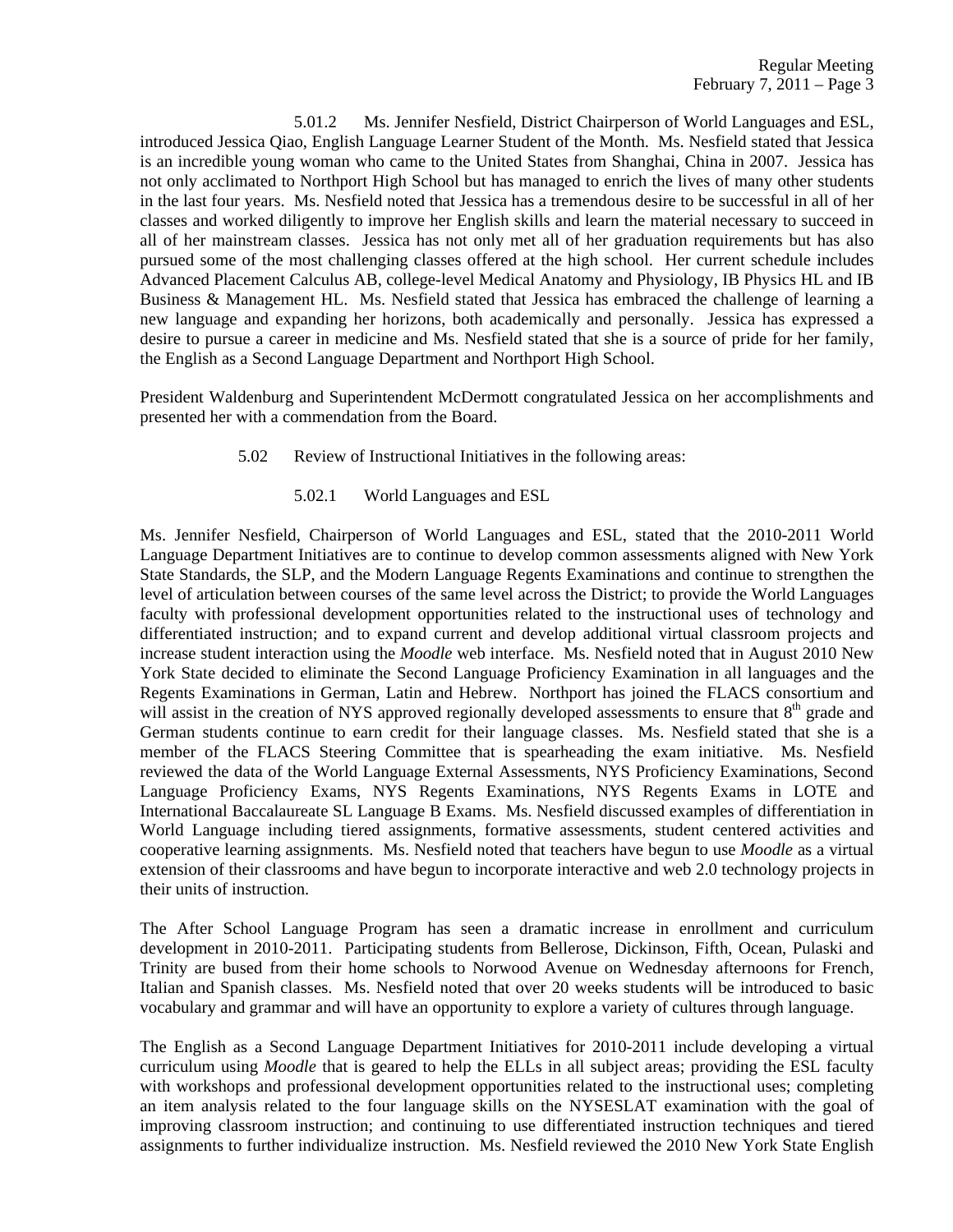5.01.2 Ms. Jennifer Nesfield, District Chairperson of World Languages and ESL, introduced Jessica Qiao, English Language Learner Student of the Month. Ms. Nesfield stated that Jessica is an incredible young woman who came to the United States from Shanghai, China in 2007. Jessica has not only acclimated to Northport High School but has managed to enrich the lives of many other students in the last four years. Ms. Nesfield noted that Jessica has a tremendous desire to be successful in all of her classes and worked diligently to improve her English skills and learn the material necessary to succeed in all of her mainstream classes. Jessica has not only met all of her graduation requirements but has also pursued some of the most challenging classes offered at the high school. Her current schedule includes Advanced Placement Calculus AB, college-level Medical Anatomy and Physiology, IB Physics HL and IB Business & Management HL. Ms. Nesfield stated that Jessica has embraced the challenge of learning a new language and expanding her horizons, both academically and personally. Jessica has expressed a desire to pursue a career in medicine and Ms. Nesfield stated that she is a source of pride for her family, the English as a Second Language Department and Northport High School.

President Waldenburg and Superintendent McDermott congratulated Jessica on her accomplishments and presented her with a commendation from the Board.

5.02 Review of Instructional Initiatives in the following areas:

5.02.1 World Languages and ESL

Ms. Jennifer Nesfield, Chairperson of World Languages and ESL, stated that the 2010-2011 World Language Department Initiatives are to continue to develop common assessments aligned with New York State Standards, the SLP, and the Modern Language Regents Examinations and continue to strengthen the level of articulation between courses of the same level across the District; to provide the World Languages faculty with professional development opportunities related to the instructional uses of technology and differentiated instruction; and to expand current and develop additional virtual classroom projects and increase student interaction using the *Moodle* web interface. Ms. Nesfield noted that in August 2010 New York State decided to eliminate the Second Language Proficiency Examination in all languages and the Regents Examinations in German, Latin and Hebrew. Northport has joined the FLACS consortium and will assist in the creation of NYS approved regionally developed assessments to ensure that 8th grade and German students continue to earn credit for their language classes. Ms. Nesfield stated that she is a member of the FLACS Steering Committee that is spearheading the exam initiative. Ms. Nesfield reviewed the data of the World Language External Assessments, NYS Proficiency Examinations, Second Language Proficiency Exams, NYS Regents Examinations, NYS Regents Exams in LOTE and International Baccalaureate SL Language B Exams. Ms. Nesfield discussed examples of differentiation in World Language including tiered assignments, formative assessments, student centered activities and cooperative learning assignments. Ms. Nesfield noted that teachers have begun to use *Moodle* as a virtual extension of their classrooms and have begun to incorporate interactive and web 2.0 technology projects in their units of instruction.

The After School Language Program has seen a dramatic increase in enrollment and curriculum development in 2010-2011. Participating students from Bellerose, Dickinson, Fifth, Ocean, Pulaski and Trinity are bused from their home schools to Norwood Avenue on Wednesday afternoons for French, Italian and Spanish classes. Ms. Nesfield noted that over 20 weeks students will be introduced to basic vocabulary and grammar and will have an opportunity to explore a variety of cultures through language.

The English as a Second Language Department Initiatives for 2010-2011 include developing a virtual curriculum using *Moodle* that is geared to help the ELLs in all subject areas; providing the ESL faculty with workshops and professional development opportunities related to the instructional uses; completing an item analysis related to the four language skills on the NYSESLAT examination with the goal of improving classroom instruction; and continuing to use differentiated instruction techniques and tiered assignments to further individualize instruction. Ms. Nesfield reviewed the 2010 New York State English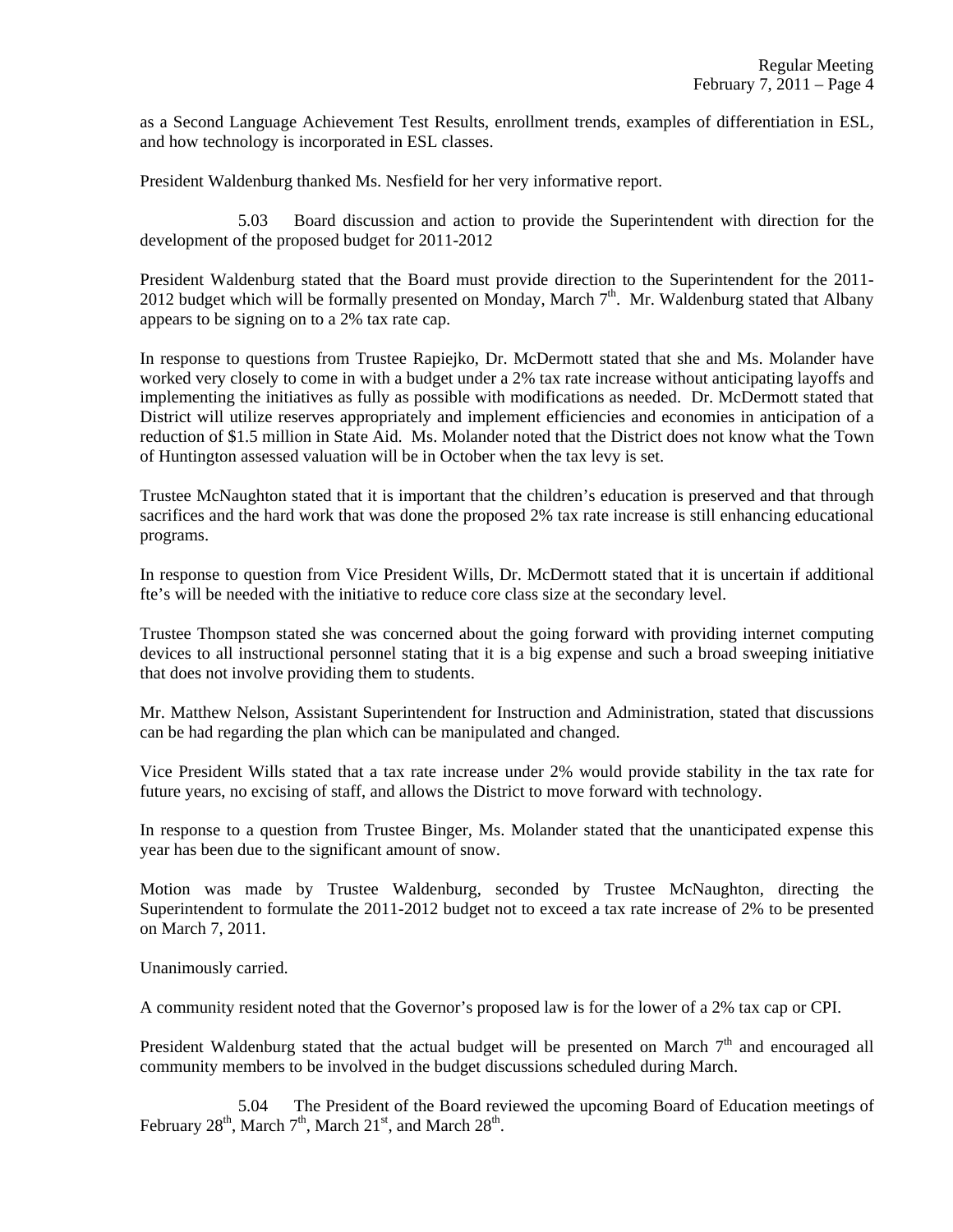as a Second Language Achievement Test Results, enrollment trends, examples of differentiation in ESL, and how technology is incorporated in ESL classes.

President Waldenburg thanked Ms. Nesfield for her very informative report.

5.03 Board discussion and action to provide the Superintendent with direction for the development of the proposed budget for 2011-2012

President Waldenburg stated that the Board must provide direction to the Superintendent for the 2011-2012 budget which will be formally presented on Monday, March 7th. Mr. Waldenburg stated that Albany appears to be signing on to a 2% tax rate cap.

In response to questions from Trustee Rapiejko, Dr. McDermott stated that she and Ms. Molander have worked very closely to come in with a budget under a 2% tax rate increase without anticipating layoffs and implementing the initiatives as fully as possible with modifications as needed. Dr. McDermott stated that District will utilize reserves appropriately and implement efficiencies and economies in anticipation of a reduction of $1.5 million in State Aid. Ms. Molander noted that the District does not know what the Town of Huntington assessed valuation will be in October when the tax levy is set.

Trustee McNaughton stated that it is important that the children's education is preserved and that through sacrifices and the hard work that was done the proposed 2% tax rate increase is still enhancing educational programs.

In response to question from Vice President Wills, Dr. McDermott stated that it is uncertain if additional fte's will be needed with the initiative to reduce core class size at the secondary level.

Trustee Thompson stated she was concerned about the going forward with providing internet computing devices to all instructional personnel stating that it is a big expense and such a broad sweeping initiative that does not involve providing them to students.

Mr. Matthew Nelson, Assistant Superintendent for Instruction and Administration, stated that discussions can be had regarding the plan which can be manipulated and changed.

Vice President Wills stated that a tax rate increase under 2% would provide stability in the tax rate for future years, no excising of staff, and allows the District to move forward with technology.

In response to a question from Trustee Binger, Ms. Molander stated that the unanticipated expense this year has been due to the significant amount of snow.

Motion was made by Trustee Waldenburg, seconded by Trustee McNaughton, directing the Superintendent to formulate the 2011-2012 budget not to exceed a tax rate increase of 2% to be presented on March 7, 2011.

Unanimously carried.

A community resident noted that the Governor's proposed law is for the lower of a 2% tax cap or CPI.

President Waldenburg stated that the actual budget will be presented on March 7th and encouraged all community members to be involved in the budget discussions scheduled during March.

5.04 The President of the Board reviewed the upcoming Board of Education meetings of February 28th, March 7th, March 21st, and March 28th.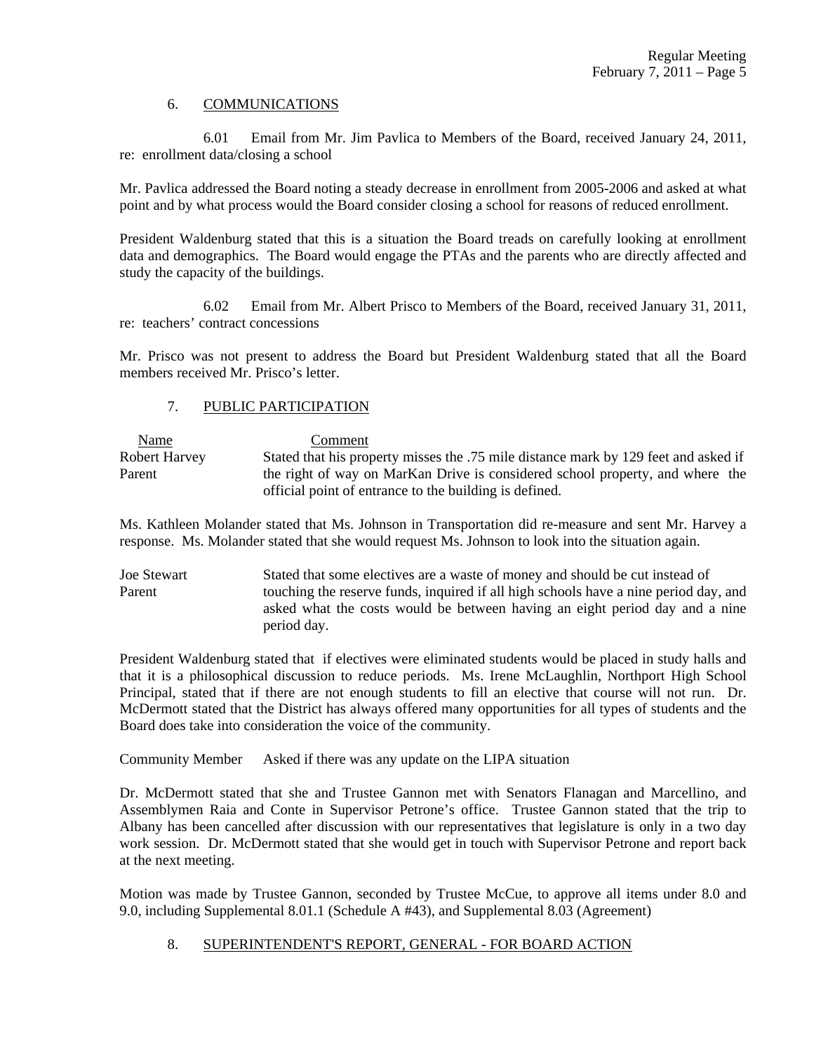## 6. COMMUNICATIONS

6.01 Email from Mr. Jim Pavlica to Members of the Board, received January 24, 2011, re: enrollment data/closing a school

Mr. Pavlica addressed the Board noting a steady decrease in enrollment from 2005-2006 and asked at what point and by what process would the Board consider closing a school for reasons of reduced enrollment.

President Waldenburg stated that this is a situation the Board treads on carefully looking at enrollment data and demographics. The Board would engage the PTAs and the parents who are directly affected and study the capacity of the buildings.

6.02 Email from Mr. Albert Prisco to Members of the Board, received January 31, 2011, re: teachers' contract concessions

Mr. Prisco was not present to address the Board but President Waldenburg stated that all the Board members received Mr. Prisco's letter.

## 7. PUBLIC PARTICIPATION

| Name | Comment |
| --- | --- |
| Robert Harvey<br>Parent | Stated that his property misses the .75 mile distance mark by 129 feet and asked if the right of way on MarKan Drive is considered school property, and where the official point of entrance to the building is defined. |

Ms. Kathleen Molander stated that Ms. Johnson in Transportation did re-measure and sent Mr. Harvey a response. Ms. Molander stated that she would request Ms. Johnson to look into the situation again.

| | |
| --- | --- |
| Joe Stewart<br>Parent | Stated that some electives are a waste of money and should be cut instead of touching the reserve funds, inquired if all high schools have a nine period day, and asked what the costs would be between having an eight period day and a nine period day. |

President Waldenburg stated that if electives were eliminated students would be placed in study halls and that it is a philosophical discussion to reduce periods. Ms. Irene McLaughlin, Northport High School Principal, stated that if there are not enough students to fill an elective that course will not run. Dr. McDermott stated that the District has always offered many opportunities for all types of students and the Board does take into consideration the voice of the community.

Community Member Asked if there was any update on the LIPA situation

Dr. McDermott stated that she and Trustee Gannon met with Senators Flanagan and Marcellino, and Assemblymen Raia and Conte in Supervisor Petrone's office. Trustee Gannon stated that the trip to Albany has been cancelled after discussion with our representatives that legislature is only in a two day work session. Dr. McDermott stated that she would get in touch with Supervisor Petrone and report back at the next meeting.

Motion was made by Trustee Gannon, seconded by Trustee McCue, to approve all items under 8.0 and 9.0, including Supplemental 8.01.1 (Schedule A #43), and Supplemental 8.03 (Agreement)

## 8. SUPERINTENDENT'S REPORT, GENERAL - FOR BOARD ACTION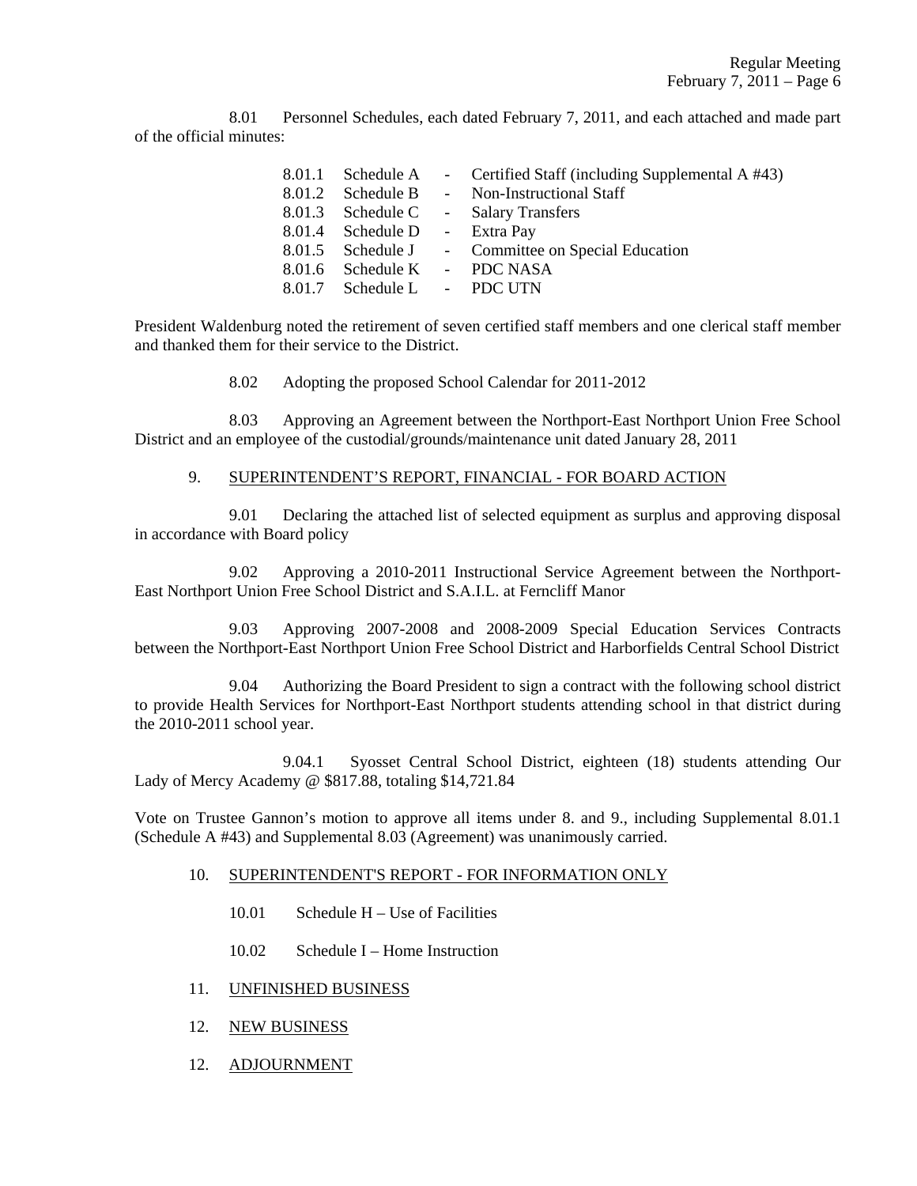8.01 Personnel Schedules, each dated February 7, 2011, and each attached and made part of the official minutes:

- 8.01.1 Schedule A - Certified Staff (including Supplemental A #43)
- 8.01.2 Schedule B - Non-Instructional Staff
- 8.01.3 Schedule C - Salary Transfers
- 8.01.4 Schedule D - Extra Pay
- 8.01.5 Schedule J - Committee on Special Education
- 8.01.6 Schedule K - PDC NASA
- 8.01.7 Schedule L - PDC UTN

President Waldenburg noted the retirement of seven certified staff members and one clerical staff member and thanked them for their service to the District.

8.02 Adopting the proposed School Calendar for 2011-2012

8.03 Approving an Agreement between the Northport-East Northport Union Free School District and an employee of the custodial/grounds/maintenance unit dated January 28, 2011

9. SUPERINTENDENT'S REPORT, FINANCIAL - FOR BOARD ACTION

9.01 Declaring the attached list of selected equipment as surplus and approving disposal in accordance with Board policy

9.02 Approving a 2010-2011 Instructional Service Agreement between the Northport-East Northport Union Free School District and S.A.I.L. at Ferncliff Manor

9.03 Approving 2007-2008 and 2008-2009 Special Education Services Contracts between the Northport-East Northport Union Free School District and Harborfields Central School District

9.04 Authorizing the Board President to sign a contract with the following school district to provide Health Services for Northport-East Northport students attending school in that district during the 2010-2011 school year.

9.04.1 Syosset Central School District, eighteen (18) students attending Our Lady of Mercy Academy @ $817.88, totaling $14,721.84

Vote on Trustee Gannon's motion to approve all items under 8. and 9., including Supplemental 8.01.1 (Schedule A #43) and Supplemental 8.03 (Agreement) was unanimously carried.

10. SUPERINTENDENT'S REPORT - FOR INFORMATION ONLY

10.01 Schedule H – Use of Facilities

10.02 Schedule I – Home Instruction

11. UNFINISHED BUSINESS

12. NEW BUSINESS

12. ADJOURNMENT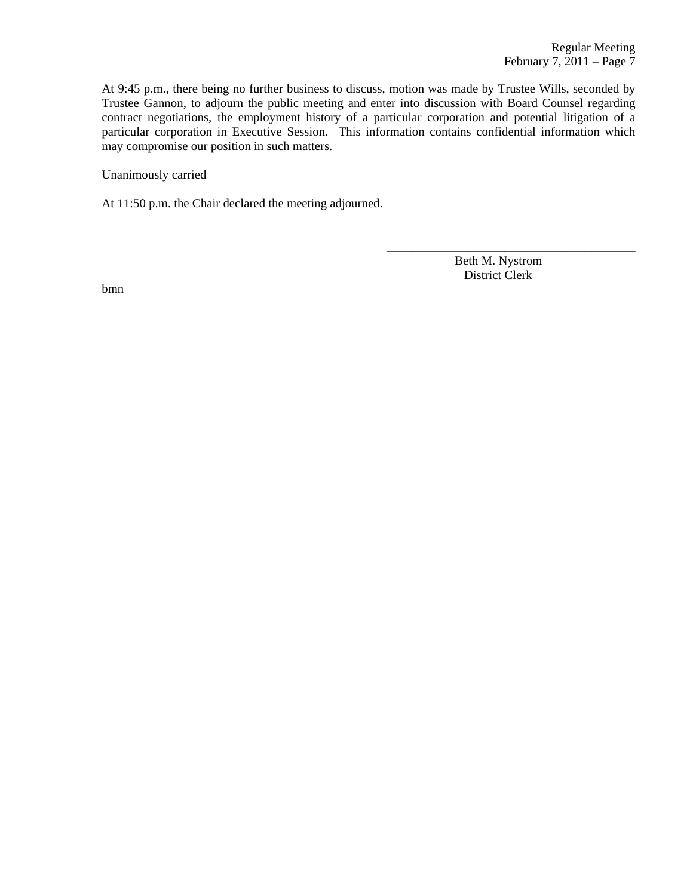At 9:45 p.m., there being no further business to discuss, motion was made by Trustee Wills, seconded by Trustee Gannon, to adjourn the public meeting and enter into discussion with Board Counsel regarding contract negotiations, the employment history of a particular corporation and potential litigation of a particular corporation in Executive Session. This information contains confidential information which may compromise our position in such matters.

Unanimously carried

At 11:50 p.m. the Chair declared the meeting adjourned.

\_\_\_\_\_\_\_\_\_\_\_\_\_\_\_\_\_\_\_\_\_\_\_\_\_\_\_\_\_\_\_\_\_\_\_\_\_\_\_\_

Beth M. Nystrom
District Clerk

bmn